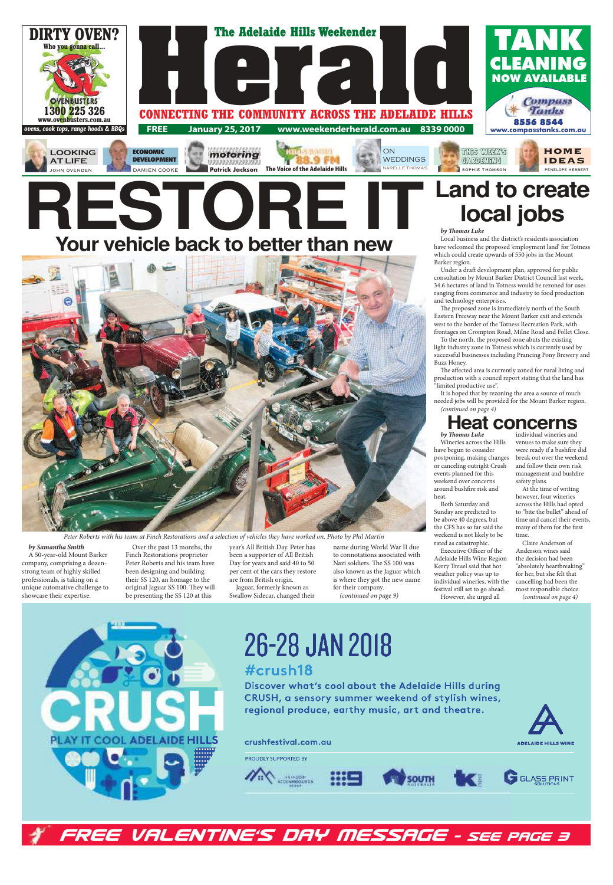DIRTY OVEN? Who you gonna call...

OVENBUSTERS 1300 225 326 www.ovenbusters.com.au

ovens, cook tops, range hoods & BBQs

# The Adelaide Hills Weekender Herald

CONNECTING THE COMMUNITY ACROSS THE ADELAIDE HILLS

FREE January 25, 2017 www.weekenderherald.com.au 8339 0000

TANK CLEANING NOW AVAILABLE

Compass Tanks 8556 8544 www.compasstanks.com.au

LOOKING AT LIFE JOHN OVENDEN | ECONOMIC DEVELOPMENT DAMIEN COOKE | motoring Patrick Jackson | HILLS RADIO 88.9 FM The Voice of the Adelaide Hills | ON WEDDINGS NARELLE THOMAS | THIS WEEK'S GARDENING SOPHIE THOMSON | HOME IDEAS PENELOPE HERBERT

# RESTORE IT

## Your vehicle back to better than new

Peter Roberts with his team at Finch Restorations and a selection of vehicles they have worked on. Photo by Phil Martin

*by Samantha Smith*

A 50-year-old Mount Barker company, comprising a dozen-strong team of highly skilled professionals, is taking on a unique automotive challenge to showcase their expertise.

Over the past 13 months, the Finch Restorations proprietor Peter Roberts and his team have been designing and building their SS 120, an homage to the original Jaguar SS 100. They will be presenting the SS 120 at this year's All British Day. Peter has been a supporter of All British Day for years and said 40 to 50 per cent of the cars they restore are from British origin.

Jaguar, formerly known as Swallow Sidecar, changed their name during World War II due to connotations associated with Nazi soldiers. The SS 100 was also known as the Jaguar which is where they got the new name for their company.

*(continued on page 9)*

## Land to create local jobs

*by Thomas Luke*

Local business and the district's residents association have welcomed the proposed 'employment land' for Totness which could create upwards of 550 jobs in the Mount Barker region.

Under a draft development plan, approved for public consultation by Mount Barker District Council last week, 34.6 hectares of land in Totness would be rezoned for uses ranging from commerce and industry to food production and technology enterprises.

The proposed zone is immediately north of the South Eastern Freeway near the Mount Barker exit and extends west to the border of the Totness Recreation Park, with frontages on Crompton Road, Milne Road and Follet Close.

To the north, the proposed zone abuts the existing light industry zone in Totness which is currently used by successful businesses including Prancing Pony Brewery and Buzz Honey.

The affected area is currently zoned for rural living and production with a council report stating that the land has "limited productive use".

It is hoped that by rezoning the area a source of much needed jobs will be provided for the Mount Barker region.

*(continued on page 4)*

## Heat concerns

*by Thomas Luke*

Wineries across the Hills have begun to consider postponing, making changes or canceling outright Crush events planned for this weekend over concerns around bushfire risk and heat.

Both Saturday and Sunday are predicted to be above 40 degrees, but the CFS has so far said the weekend is not likely to be rated as catastrophic.

Executive Officer of the Adelaide Hills Wine Region Kerry Treuel said that hot weather policy was up to individual wineries, with the festival still set to go ahead.

However, she urged all individual wineries and venues to make sure they were ready if a bushfire did break out over the weekend and follow their own risk management and bushfire safety plans.

At the time of writing however, four wineries across the Hills had opted to "bite the bullet" ahead of time and cancel their events, many of them for the first time.

Claire Anderson of Anderson wines said the decision had been "absolutely heartbreaking" for her, but she felt that cancelling had been the most responsible choice.

*(continued on page 4)*

CRUSH PLAY IT COOL ADELAIDE HILLS

26-28 JAN 2018

#crush18

Discover what's cool about the Adelaide Hills during CRUSH, a sensory summer weekend of stylish wines, regional produce, earthy music, art and theatre.

crushfestival.com.au

PROUDLY SUPPORTED BY

ADELAIDE HILLS WINE

GLASS PRINT SOLUTIONS

FREE VALENTINE'S DAY MESSAGE - SEE PAGE 3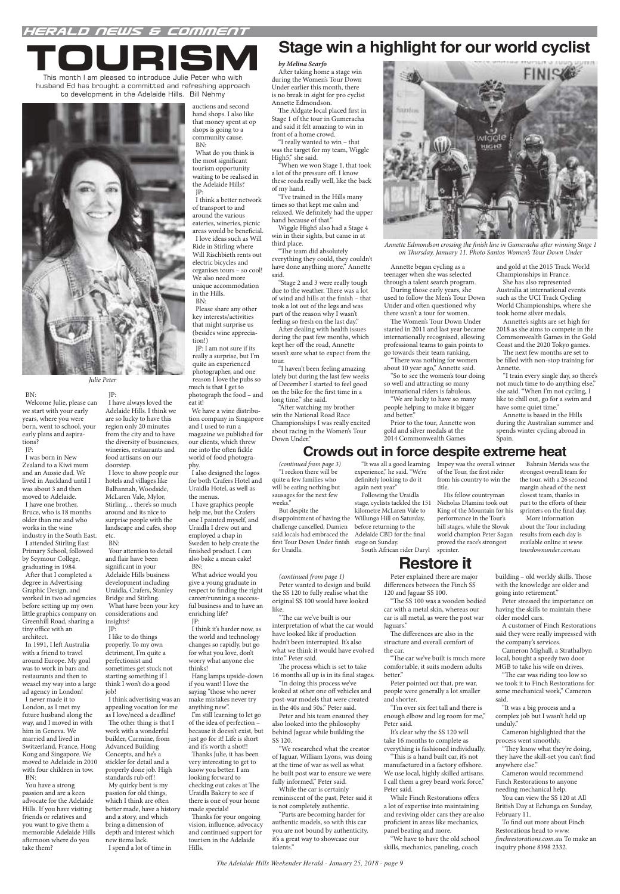# TOURISM

This month I am pleased to introduce Julie Peter who with husband Ed has brought a committed and refreshing approach to development in the Adelaide Hills. Bill Nehmy

*Julie Peter*

BN:

Welcome Julie, please can we start with your early years, where you were born, went to school, your early plans and aspirations?

JP:

I was born in New Zealand to a Kiwi mum and an Aussie dad. We lived in Auckland until I was about 3 and then moved to Adelaide.

I have one brother, Bruce, who is 18 months older than me and who works in the wine industry in the South East.

I attended Stirling East Primary School, followed by Seymour College, graduating in 1984.

After that I completed a degree in Advertising Graphic Design, and worked in two ad agencies before setting up my own little graphics company on Greenhill Road, sharing a tiny office with an architect.

In 1991, I left Australia with a friend to travel around Europe. My goal was to work in bars and restaurants and then to weasel my way into a large ad agency in London!

I never made it to London, as I met my future husband along the way, and I moved in with him in Geneva. We married and lived in Switzerland, France, Hong Kong and Singapore. We moved to Adelaide in 2010 with four children in tow.

BN:

You have a strong passion and are a keen advocate for the Adelaide Hills. If you have visiting friends or relatives and you want to give them a memorable Adelaide Hills afternoon where do you take them?

JP:

I have always loved the Adelaide Hills. I think we are so lucky to have this region only 20 minutes from the city and to have the diversity of businesses, wineries, restaurants and food artisans on our doorstep.

I love to show people our hotels and villages like Balhannah, Woodside, McLaren Vale, Mylor, Stirling… there's so much around and its nice to surprise people with the landscape and cafes, shop etc.

BN:

Your attention to detail and flair have been significant in your Adelaide Hills business development including Uraidla, Crafers, Stanley Bridge and Stirling.

What have been your key considerations and insights?

JP:

I like to do things properly. To my own detriment, I'm quite a perfectionist and sometimes get stuck not starting something if I think I won't do a good job!

I think advertising was an appealing vocation for me as I love/need a deadline!

The other thing is that I work with a wonderful builder, Carmine, from Advanced Building Concepts, and he's a stickler for detail and a properly done job. High standards rub off!

My quirky bent is my passion for old things, which I think are often better made, have a history and a story, and which bring a dimension of depth and interest which new items lack.

I spend a lot of time in auctions and second hand shops. I also like that money spent at op shops is going to a community cause.

BN:

What do you think is the most significant tourism opportunity waiting to be realised in the Adelaide Hills?

JP:

I think a better network of transport to and around the various eateries, wineries, picnic areas would be beneficial.

I love ideas such as Will Ride in Stirling where Will Rischbieth rents out electric bicycles and organises tours – so cool! We also need more unique accommodation in the Hills.

BN:

Please share any other key interests/activities that might surprise us (besides wine appreciation!)

JP: I am not sure if its really a surprise, but I'm quite an experienced photographer, and one reason I love the pubs so much is that I get to photograph the food – and eat it!

We have a wine distribution company in Singapore and I used to run a magazine we published for our clients, which threw me into the often fickle world of food photography.

I also designed the logos for both Crafers Hotel and Uraidla Hotel, as well as the menus.

I have graphics people help me, but the Crafers one I painted myself, and Uraidla I drew out and employed a chap in Sweden to help create the finished product. I can also bake a mean cake!

BN:

What advice would you give a young graduate in respect to finding the right career/running a successful business and to have an enriching life?

JP:

I think it's harder now, as the world and technology changes so rapidly, but go for what you love, don't worry what anyone else thinks!

Hang lamps upside-down if you want! I love the saying "those who never make mistakes never try anything new".

I'm still learning to let go of the idea of perfection – because it doesn't exist, but just go for it! Life is short and it's worth a shot!!

Thanks Julie, it has been very interesting to get to know you better. I am looking forward to checking out cakes at The Uraidla Bakery to see if there is one of your home made specials!

Thanks for your ongoing vision, influence, advocacy and continued support for tourism in the Adelaide Hills.

# Stage win a highlight for our world cyclist

***by Melina Scarfo***

After taking home a stage win during the Women's Tour Down Under earlier this month, there is no break in sight for pro cyclist Annette Edmondson.

The Aldgate local placed first in Stage 1 of the tour in Gumeracha and said it felt amazing to win in front of a home crowd.

"I really wanted to win – that was the target for my team, Wiggle High5," she said.

"When we won Stage 1, that took a lot of the pressure off. I know these roads really well, like the back of my hand.

"I've trained in the Hills many times so that kept me calm and relaxed. We definitely had the upper hand because of that."

Wiggle High5 also had a Stage 4 win in their sights, but came in at third place.

"The team did absolutely everything they could, they couldn't have done anything more," Annette said.

"Stage 2 and 3 were really tough due to the weather. There was a lot of wind and hills at the finish – that took a lot out of the legs and was part of the reason why I wasn't feeling so fresh on the last day."

After dealing with health issues during the past few months, which kept her off the road, Annette wasn't sure what to expect from the tour.

"I haven't been feeling amazing lately but during the last few weeks of December I started to feel good on the bike for the first time in a long time," she said.

"After watching my brother win the National Road Race Championships I was really excited about racing in the Women's Tour Down Under."

*Annette Edmondson crossing the finish line in Gumeracha after winning Stage 1 on Thursday, January 11. Photo Santos Women's Tour Down Under*

Annette began cycling as a teenager when she was selected through a talent search program.

During those early years, she used to follow the Men's Tour Down Under and often questioned why there wasn't a tour for women.

The Women's Tour Down Under started in 2011 and last year became internationally recognised, allowing professional teams to gain points to go towards their team ranking.

"There was nothing for women about 10 year ago," Annette said.

"So to see the women's tour doing so well and attracting so many international riders is fabulous.

"We are lucky to have so many people helping to make it bigger and better."

Prior to the tour, Annette won gold and silver medals at the 2014 Commonwealth Games and gold at the 2015 Track World Championships in France.

She has also represented Australia at international events such as the UCI Track Cycling World Championships, where she took home silver medals.

Annette's sights are set high for 2018 as she aims to compete in the Commonwealth Games in the Gold Coast and the 2020 Tokyo games.

The next few months are set to be filled with non-stop training for Annette.

"I train every single day, so there's not much time to do anything else," she said. "When I'm not cycling, I like to chill out, go for a swim and have some quiet time."

Annette is based in the Hills during the Australian summer and spends winter cycling abroad in Spain.

# Crowds out in force despite extreme heat

*(continued from page 3)*

"I reckon there will be quite a few families who will be eating nothing but sausages for the next few weeks."

But despite the disappointment of having the challenge cancelled, Damien said locals had embraced the first Tour Down Under finish for Uraidla.

"It was all a good learning experience," he said. "We're definitely looking to do it again next year."

Following the Uraidla stage, cyclists tackled the 151 kilometre McLaren Vale to Willunga Hill on Saturday, before returning to the Adelaide CBD for the final stage on Sunday.

South African rider Daryl Impey was the overall winner of the Tour, the first rider from his country to win the title.

His fellow countryman Nicholas Dlamini took out King of the Mountain for his performance in the Tour's hill stages, while the Slovak world champion Peter Sagan proved the race's strongest sprinter.

Bahrain Merida was the strongest overall team for the tour, with a 26 second margin ahead of the next closest team, thanks in part to the efforts of their sprinters on the final day.

More information about the Tour including results from each day is available online at *www.tourdownunder.com.au*

# Restore it

*(continued from page 1)*

Peter wanted to design and build the SS 120 to fully realise what the original SS 100 would have looked like.

"The car we've built is our interpretation of what the car would have looked like if production hadn't been interrupted. It's also what we think it would have evolved into." Peter said.

The process which is set to take 16 months all up is in its final stages.

"In doing this process we've looked at other one off vehicles and post-war models that were created in the 40s and 50s." Peter said.

Peter and his team ensured they also looked into the philosophy behind Jaguar while building the SS 120.

"We researched what the creator of Jaguar, William Lyons, was doing at the time of war as well as what he built post war to ensure we were fully informed," Peter said.

While the car is certainly reminiscent of the past, Peter said it is not completely authentic.

"Parts are becoming harder for authentic models, so with this car you are not bound by authenticity, it's a great way to showcase our talents."

Peter explained there are major differences between the Finch SS 120 and Jaguar SS 100.

"The SS 100 was a wooden bodied car with a metal skin, whereas our car is all metal, as were the post war Jaguars."

The differences are also in the structure and overall comfort of the car.

"The car we've built is much more comfortable, it suits modern adults better."

Peter pointed out that, pre war, people were generally a lot smaller and shorter.

"I'm over six feet tall and there is enough elbow and leg room for me," Peter said.

It's clear why the SS 120 will take 16 months to complete as everything is fashioned individually.

"This is a hand built car, it's not manufactured in a factory offshore. We use local, highly skilled artisans. I call them a grey beard work force," Peter said.

While Finch Restorations offers a lot of expertise into maintaining and reviving older cars they are also proficient in areas like mechanics, panel beating and more.

"We have to have the old school skills, mechanics, paneling, coach building – old worldy skills. Those with the knowledge are older and going into retirement."

Peter stressed the importance on having the skills to maintain these older model cars.

A customer of Finch Restorations said they were really impressed with the company's services.

Cameron Mighall, a Strathalbyn local, bought a speedy two door MGB to take his wife on drives.

"The car was riding too low so we took it to Finch Restorations for some mechanical work," Cameron said.

"It was a big process and a complex job but I wasn't held up unduly."

Cameron highlighted that the process went smoothly.

"They know what they're doing, they have the skill-set you can't find anywhere else."

Cameron would recommend Finch Restorations to anyone needing mechanical help.

You can view the SS 120 at All British Day at Echunga on Sunday, February 11.

To find out more about Finch Restorations head to *www.finchrestorations.com.au* To make an inquiry phone 8398 2332.